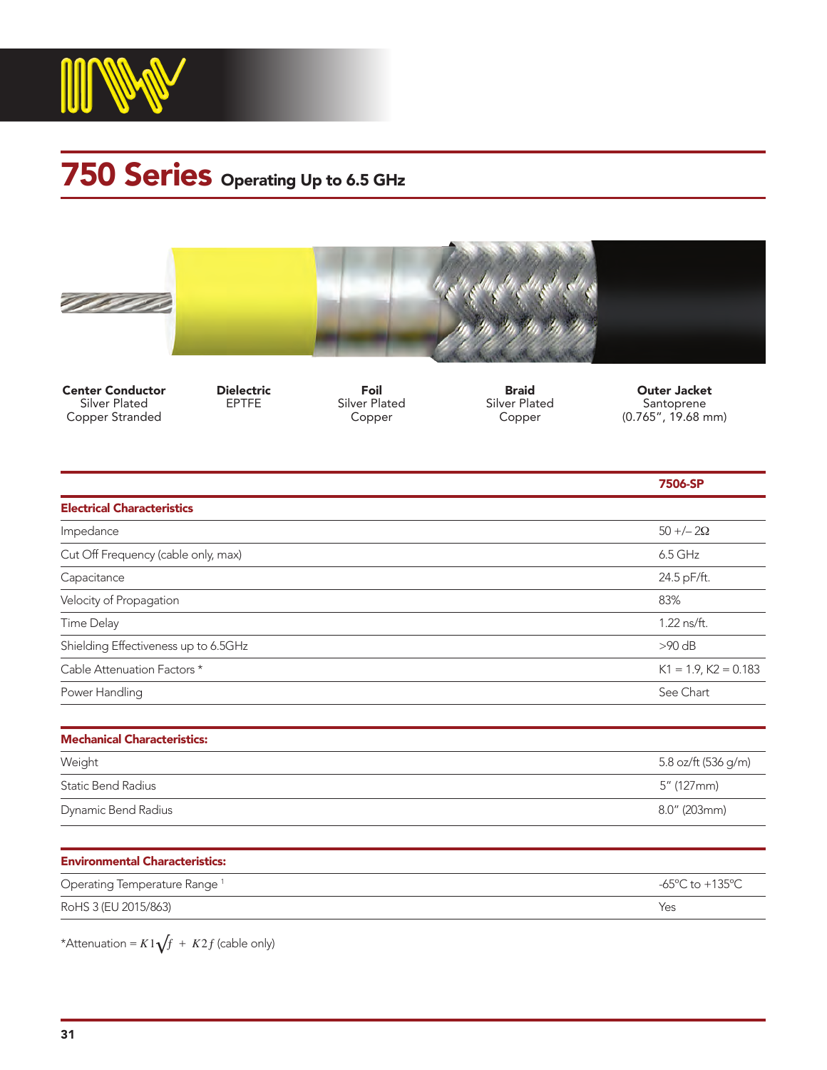# 750 Series Operating Up to 6.5 GHz

| Center Conductor | Dielectric | Foil | Braid | Outer Jacket |
|---|---|---|---|---|
| Silver Plated Copper Stranded | EPTFE | Silver Plated Copper | Silver Plated Copper | Santoprene (0.765", 19.68 mm) |

| | 7506-SP |
|---|---|
| **Electrical Characteristics** | |
| Impedance | 50 +/– 2Ω |
| Cut Off Frequency (cable only, max) | 6.5 GHz |
| Capacitance | 24.5 pF/ft. |
| Velocity of Propagation | 83% |
| Time Delay | 1.22 ns/ft. |
| Shielding Effectiveness up to 6.5GHz | >90 dB |
| Cable Attenuation Factors * | K1 = 1.9, K2 = 0.183 |
| Power Handling | See Chart |
| **Mechanical Characteristics:** | |
| Weight | 5.8 oz/ft (536 g/m) |
| Static Bend Radius | 5" (127mm) |
| Dynamic Bend Radius | 8.0" (203mm) |
| **Environmental Characteristics:** | |
| Operating Temperature Range [1] | -65°C to +135°C |
| RoHS 3 (EU 2015/863) | Yes |

*Attenuation = $K1\sqrt{f} + K2f$ (cable only)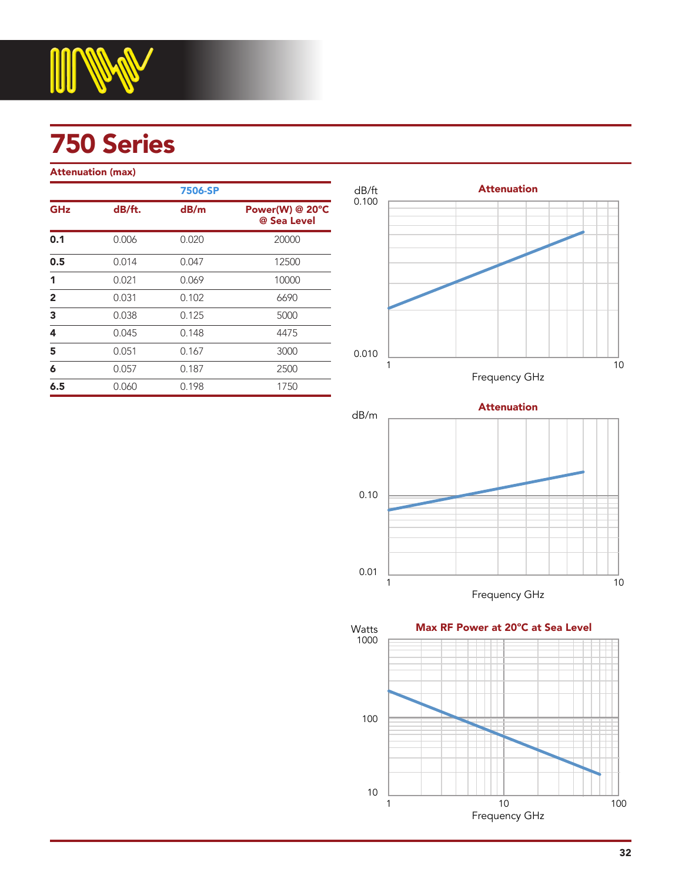# 750 Series

**Attenuation (max)**

| | | 7506-SP | |
|---|---|---|---|
| **GHz** | **dB/ft.** | **dB/m** | **Power(W) @ 20°C @ Sea Level** |
| **0.1** | 0.006 | 0.020 | 20000 |
| **0.5** | 0.014 | 0.047 | 12500 |
| **1** | 0.021 | 0.069 | 10000 |
| **2** | 0.031 | 0.102 | 6690 |
| **3** | 0.038 | 0.125 | 5000 |
| **4** | 0.045 | 0.148 | 4475 |
| **5** | 0.051 | 0.167 | 3000 |
| **6** | 0.057 | 0.187 | 2500 |
| **6.5** | 0.060 | 0.198 | 1750 |

**Attenuation**

dB/ft
0.100
0.010
1
10
Frequency GHz

**Attenuation**

dB/m
0.10
0.01
1
10
Frequency GHz

**Max RF Power at 20°C at Sea Level**

Watts
1000
100
10
1
10
100
Frequency GHz